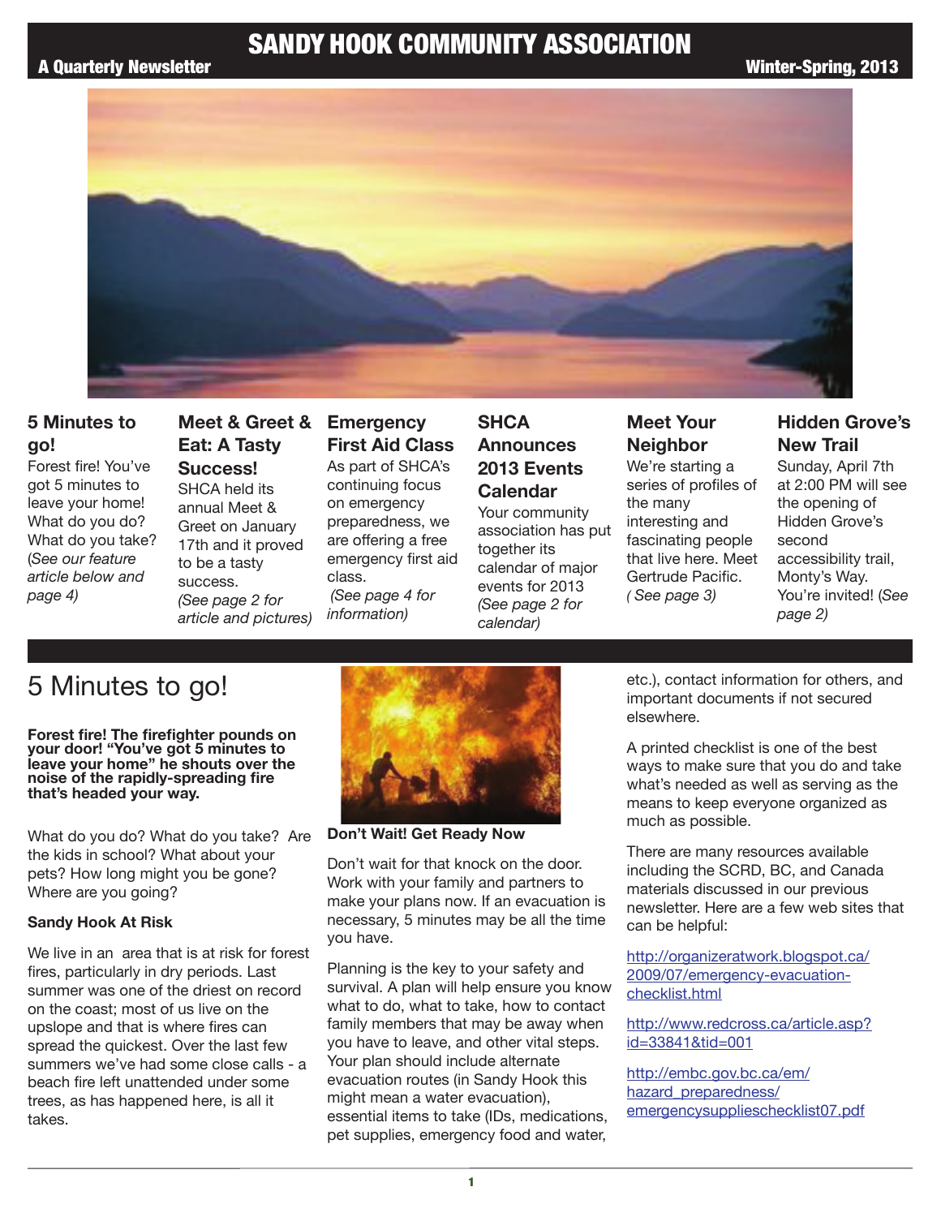# SANDY HOOK COMMUNITY ASSOCIATION

**A Quarterly Newsletter** — **Winter-Spring, 2013**

### 5 Minutes to go!

Forest fire! You've got 5 minutes to leave your home! What do you do? What do you take? (*See our feature article below and page 4)*

### Meet & Greet & Eat: A Tasty Success!

SHCA held its annual Meet & Greet on January 17th and it proved to be a tasty success.
*(See page 2 for article and pictures)*

### Emergency First Aid Class

As part of SHCA's continuing focus on emergency preparedness, we are offering a free emergency first aid class.
*(See page 4 for information)*

### SHCA Announces 2013 Events Calendar

Your community association has put together its calendar of major events for 2013 *(See page 2 for calendar)*

### Meet Your Neighbor

We're starting a series of profiles of the many interesting and fascinating people that live here. Meet Gertrude Pacific. *( See page 3)*

### Hidden Grove's New Trail

Sunday, April 7th at 2:00 PM will see the opening of Hidden Grove's second accessibility trail, Monty's Way. You're invited! (*See page 2)*

## 5 Minutes to go!

**Forest fire! The firefighter pounds on your door! "You've got 5 minutes to leave your home" he shouts over the noise of the rapidly-spreading fire that's headed your way.**

What do you do? What do you take? Are the kids in school? What about your pets? How long might you be gone? Where are you going?

**Sandy Hook At Risk**

We live in an area that is at risk for forest fires, particularly in dry periods. Last summer was one of the driest on record on the coast; most of us live on the upslope and that is where fires can spread the quickest. Over the last few summers we've had some close calls - a beach fire left unattended under some trees, as has happened here, is all it takes.

**Don't Wait! Get Ready Now**

Don't wait for that knock on the door. Work with your family and partners to make your plans now. If an evacuation is necessary, 5 minutes may be all the time you have.

Planning is the key to your safety and survival. A plan will help ensure you know what to do, what to take, how to contact family members that may be away when you have to leave, and other vital steps. Your plan should include alternate evacuation routes (in Sandy Hook this might mean a water evacuation), essential items to take (IDs, medications, pet supplies, emergency food and water, etc.), contact information for others, and important documents if not secured elsewhere.

A printed checklist is one of the best ways to make sure that you do and take what's needed as well as serving as the means to keep everyone organized as much as possible.

There are many resources available including the SCRD, BC, and Canada materials discussed in our previous newsletter. Here are a few web sites that can be helpful:

http://organizeratwork.blogspot.ca/2009/07/emergency-evacuation-checklist.html

http://www.redcross.ca/article.asp?id=33841&tid=001

http://embc.gov.bc.ca/em/hazard_preparedness/emergencysupplieschecklist07.pdf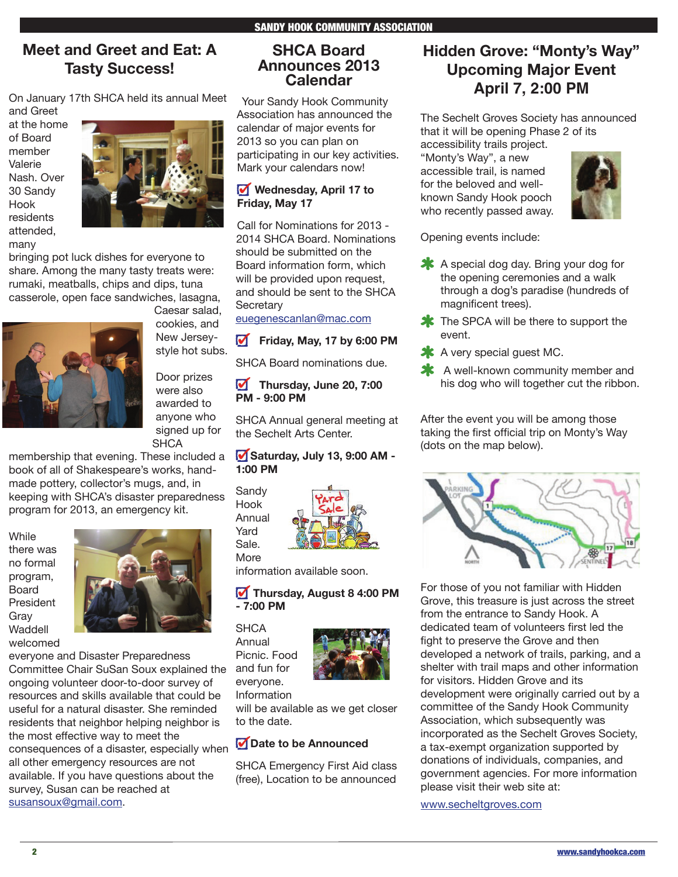## Meet and Greet and Eat: A Tasty Success!

On January 17th SHCA held its annual Meet and Greet at the home of Board member Valerie Nash. Over 30 Sandy Hook residents attended, many bringing pot luck dishes for everyone to share. Among the many tasty treats were: rumaki, meatballs, chips and dips, tuna casserole, open face sandwiches, lasagna, Caesar salad, cookies, and New Jersey-style hot subs.

Door prizes were also awarded to anyone who signed up for SHCA membership that evening. These included a book of all of Shakespeare's works, hand-made pottery, collector's mugs, and, in keeping with SHCA's disaster preparedness program for 2013, an emergency kit.

While there was no formal program, Board President Gray Waddell welcomed everyone and Disaster Preparedness Committee Chair SuSan Soux explained the ongoing volunteer door-to-door survey of resources and skills available that could be useful for a natural disaster. She reminded residents that neighbor helping neighbor is the most effective way to meet the consequences of a disaster, especially when all other emergency resources are not available. If you have questions about the survey, Susan can be reached at susansoux@gmail.com.

## SHCA Board Announces 2013 Calendar

Your Sandy Hook Community Association has announced the calendar of major events for 2013 so you can plan on participating in our key activities. Mark your calendars now!

**Wednesday, April 17 to Friday, May 17**

Call for Nominations for 2013 - 2014 SHCA Board. Nominations should be submitted on the Board information form, which will be provided upon request, and should be sent to the SHCA Secretary euegenescanlan@mac.com

**Friday, May, 17 by 6:00 PM**

SHCA Board nominations due.

**Thursday, June 20, 7:00 PM - 9:00 PM**

SHCA Annual general meeting at the Sechelt Arts Center.

**Saturday, July 13, 9:00 AM - 1:00 PM**

Sandy Hook Annual Yard Sale. More information available soon.

**Thursday, August 8 4:00 PM - 7:00 PM**

SHCA Annual Picnic. Food and fun for everyone. Information will be available as we get closer to the date.

**Date to be Announced**

SHCA Emergency First Aid class (free), Location to be announced

## Hidden Grove: "Monty's Way" Upcoming Major Event April 7, 2:00 PM

The Sechelt Groves Society has announced that it will be opening Phase 2 of its accessibility trails project. "Monty's Way", a new accessible trail, is named for the beloved and well-known Sandy Hook pooch who recently passed away.

Opening events include:

- A special dog day. Bring your dog for the opening ceremonies and a walk through a dog's paradise (hundreds of magnificent trees).
- The SPCA will be there to support the event.
- A very special guest MC.
- A well-known community member and his dog who will together cut the ribbon.

After the event you will be among those taking the first official trip on Monty's Way (dots on the map below).

For those of you not familiar with Hidden Grove, this treasure is just across the street from the entrance to Sandy Hook. A dedicated team of volunteers first led the fight to preserve the Grove and then developed a network of trails, parking, and a shelter with trail maps and other information for visitors. Hidden Grove and its development were originally carried out by a committee of the Sandy Hook Community Association, which subsequently was incorporated as the Sechelt Groves Society, a tax-exempt organization supported by donations of individuals, companies, and government agencies. For more information please visit their web site at:

www.secheltgroves.com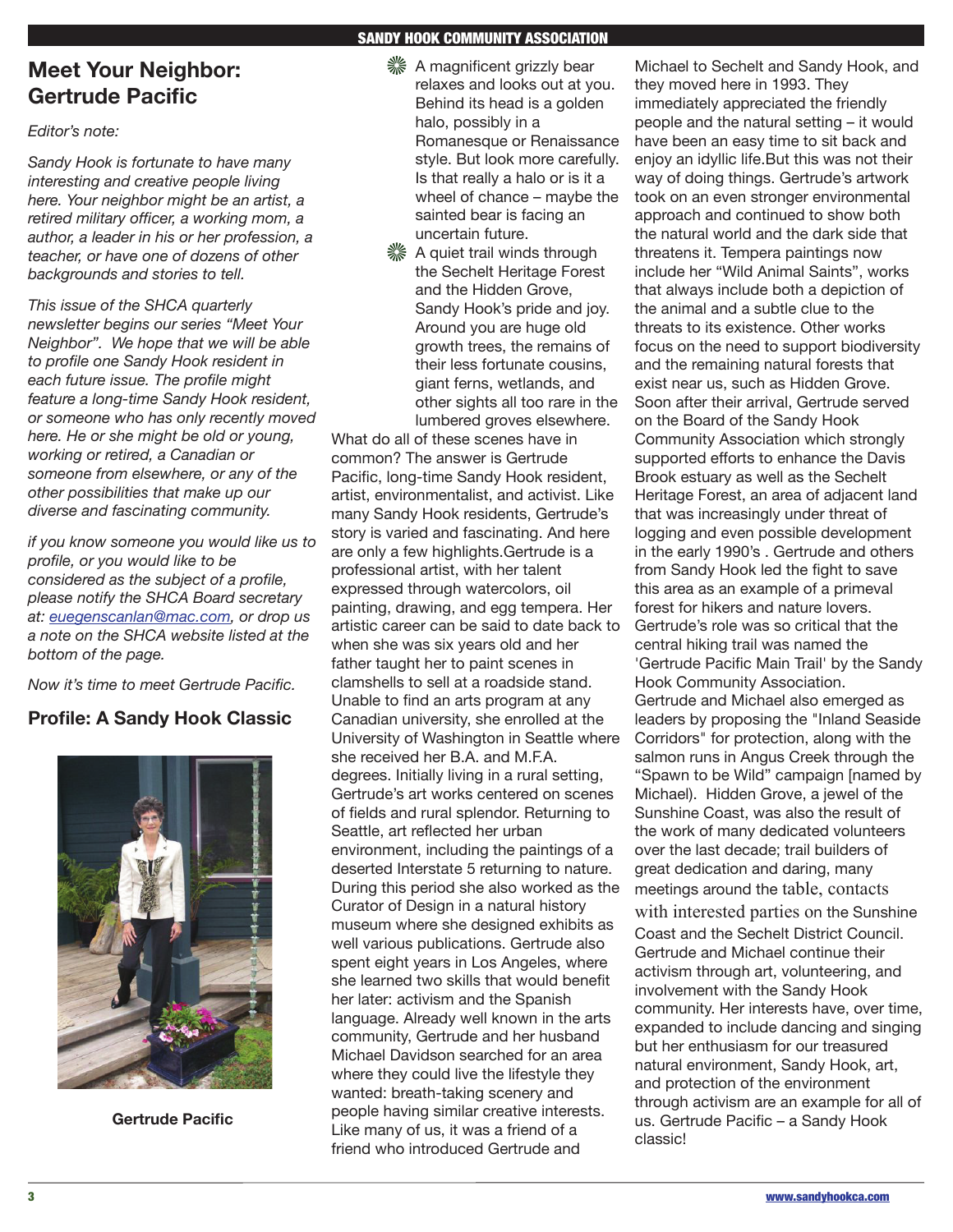## Meet Your Neighbor: Gertrude Pacific

*Editor's note:*

*Sandy Hook is fortunate to have many interesting and creative people living here. Your neighbor might be an artist, a retired military officer, a working mom, a author, a leader in his or her profession, a teacher, or have one of dozens of other backgrounds and stories to tell.*

*This issue of the SHCA quarterly newsletter begins our series "Meet Your Neighbor". We hope that we will be able to profile one Sandy Hook resident in each future issue. The profile might feature a long-time Sandy Hook resident, or someone who has only recently moved here. He or she might be old or young, working or retired, a Canadian or someone from elsewhere, or any of the other possibilities that make up our diverse and fascinating community.*

*if you know someone you would like us to profile, or you would like to be considered as the subject of a profile, please notify the SHCA Board secretary at: euegenscanlan@mac.com, or drop us a note on the SHCA website listed at the bottom of the page.*

*Now it's time to meet Gertrude Pacific.*

### Profile: A Sandy Hook Classic

**Gertrude Pacific**

- A magnificent grizzly bear relaxes and looks out at you. Behind its head is a golden halo, possibly in a Romanesque or Renaissance style. But look more carefully. Is that really a halo or is it a wheel of chance – maybe the sainted bear is facing an uncertain future.
- A quiet trail winds through the Sechelt Heritage Forest and the Hidden Grove, Sandy Hook's pride and joy. Around you are huge old growth trees, the remains of their less fortunate cousins, giant ferns, wetlands, and other sights all too rare in the lumbered groves elsewhere.

What do all of these scenes have in common? The answer is Gertrude Pacific, long-time Sandy Hook resident, artist, environmentalist, and activist. Like many Sandy Hook residents, Gertrude's story is varied and fascinating. And here are only a few highlights.Gertrude is a professional artist, with her talent expressed through watercolors, oil painting, drawing, and egg tempera. Her artistic career can be said to date back to when she was six years old and her father taught her to paint scenes in clamshells to sell at a roadside stand. Unable to find an arts program at any Canadian university, she enrolled at the University of Washington in Seattle where she received her B.A. and M.F.A. degrees. Initially living in a rural setting, Gertrude's art works centered on scenes of fields and rural splendor. Returning to Seattle, art reflected her urban environment, including the paintings of a deserted Interstate 5 returning to nature. During this period she also worked as the Curator of Design in a natural history museum where she designed exhibits as well various publications. Gertrude also spent eight years in Los Angeles, where she learned two skills that would benefit her later: activism and the Spanish language. Already well known in the arts community, Gertrude and her husband Michael Davidson searched for an area where they could live the lifestyle they wanted: breath-taking scenery and people having similar creative interests. Like many of us, it was a friend of a friend who introduced Gertrude and Michael to Sechelt and Sandy Hook, and they moved here in 1993. They immediately appreciated the friendly people and the natural setting – it would have been an easy time to sit back and enjoy an idyllic life.But this was not their way of doing things. Gertrude's artwork took on an even stronger environmental approach and continued to show both the natural world and the dark side that threatens it. Tempera paintings now include her "Wild Animal Saints", works that always include both a depiction of the animal and a subtle clue to the threats to its existence. Other works focus on the need to support biodiversity and the remaining natural forests that exist near us, such as Hidden Grove. Soon after their arrival, Gertrude served on the Board of the Sandy Hook Community Association which strongly supported efforts to enhance the Davis Brook estuary as well as the Sechelt Heritage Forest, an area of adjacent land that was increasingly under threat of logging and even possible development in the early 1990's . Gertrude and others from Sandy Hook led the fight to save this area as an example of a primeval forest for hikers and nature lovers. Gertrude's role was so critical that the central hiking trail was named the 'Gertrude Pacific Main Trail' by the Sandy Hook Community Association. Gertrude and Michael also emerged as leaders by proposing the "Inland Seaside Corridors" for protection, along with the salmon runs in Angus Creek through the "Spawn to be Wild" campaign [named by Michael). Hidden Grove, a jewel of the Sunshine Coast, was also the result of the work of many dedicated volunteers over the last decade; trail builders of great dedication and daring, many meetings around the table, contacts with interested parties on the Sunshine Coast and the Sechelt District Council. Gertrude and Michael continue their activism through art, volunteering, and involvement with the Sandy Hook community. Her interests have, over time, expanded to include dancing and singing but her enthusiasm for our treasured natural environment, Sandy Hook, art, and protection of the environment through activism are an example for all of us. Gertrude Pacific – a Sandy Hook classic!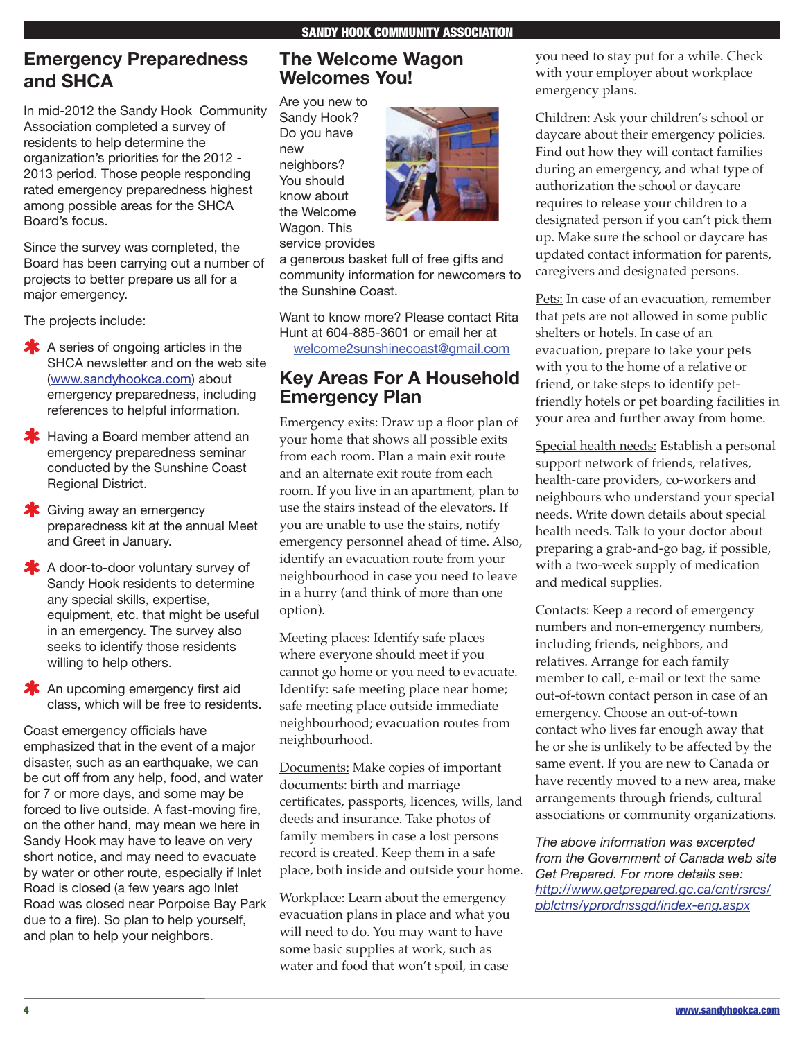## Emergency Preparedness and SHCA

In mid-2012 the Sandy Hook Community Association completed a survey of residents to help determine the organization's priorities for the 2012 - 2013 period. Those people responding rated emergency preparedness highest among possible areas for the SHCA Board's focus.

Since the survey was completed, the Board has been carrying out a number of projects to better prepare us all for a major emergency.

The projects include:

- A series of ongoing articles in the SHCA newsletter and on the web site (www.sandyhookca.com) about emergency preparedness, including references to helpful information.
- Having a Board member attend an emergency preparedness seminar conducted by the Sunshine Coast Regional District.
- Giving away an emergency preparedness kit at the annual Meet and Greet in January.
- A door-to-door voluntary survey of Sandy Hook residents to determine any special skills, expertise, equipment, etc. that might be useful in an emergency. The survey also seeks to identify those residents willing to help others.
- An upcoming emergency first aid class, which will be free to residents.

Coast emergency officials have emphasized that in the event of a major disaster, such as an earthquake, we can be cut off from any help, food, and water for 7 or more days, and some may be forced to live outside. A fast-moving fire, on the other hand, may mean we here in Sandy Hook may have to leave on very short notice, and may need to evacuate by water or other route, especially if Inlet Road is closed (a few years ago Inlet Road was closed near Porpoise Bay Park due to a fire). So plan to help yourself, and plan to help your neighbors.

## The Welcome Wagon Welcomes You!

Are you new to Sandy Hook? Do you have new neighbors? You should know about the Welcome Wagon. This service provides a generous basket full of free gifts and community information for newcomers to the Sunshine Coast.

Want to know more? Please contact Rita Hunt at 604-885-3601 or email her at welcome2sunshinecoast@gmail.com

## Key Areas For A Household Emergency Plan

Emergency exits: Draw up a floor plan of your home that shows all possible exits from each room. Plan a main exit route and an alternate exit route from each room. If you live in an apartment, plan to use the stairs instead of the elevators. If you are unable to use the stairs, notify emergency personnel ahead of time. Also, identify an evacuation route from your neighbourhood in case you need to leave in a hurry (and think of more than one option).

Meeting places: Identify safe places where everyone should meet if you cannot go home or you need to evacuate. Identify: safe meeting place near home; safe meeting place outside immediate neighbourhood; evacuation routes from neighbourhood.

Documents: Make copies of important documents: birth and marriage certificates, passports, licences, wills, land deeds and insurance. Take photos of family members in case a lost persons record is created. Keep them in a safe place, both inside and outside your home.

Workplace: Learn about the emergency evacuation plans in place and what you will need to do. You may want to have some basic supplies at work, such as water and food that won't spoil, in case you need to stay put for a while. Check with your employer about workplace emergency plans.

Children: Ask your children's school or daycare about their emergency policies. Find out how they will contact families during an emergency, and what type of authorization the school or daycare requires to release your children to a designated person if you can't pick them up. Make sure the school or daycare has updated contact information for parents, caregivers and designated persons.

Pets: In case of an evacuation, remember that pets are not allowed in some public shelters or hotels. In case of an evacuation, prepare to take your pets with you to the home of a relative or friend, or take steps to identify pet-friendly hotels or pet boarding facilities in your area and further away from home.

Special health needs: Establish a personal support network of friends, relatives, health-care providers, co-workers and neighbours who understand your special needs. Write down details about special health needs. Talk to your doctor about preparing a grab-and-go bag, if possible, with a two-week supply of medication and medical supplies.

Contacts: Keep a record of emergency numbers and non-emergency numbers, including friends, neighbors, and relatives. Arrange for each family member to call, e-mail or text the same out-of-town contact person in case of an emergency. Choose an out-of-town contact who lives far enough away that he or she is unlikely to be affected by the same event. If you are new to Canada or have recently moved to a new area, make arrangements through friends, cultural associations or community organizations.

*The above information was excerpted from the Government of Canada web site Get Prepared. For more details see: http://www.getprepared.gc.ca/cnt/rsrcs/pblctns/yprprdnssgd/index-eng.aspx*